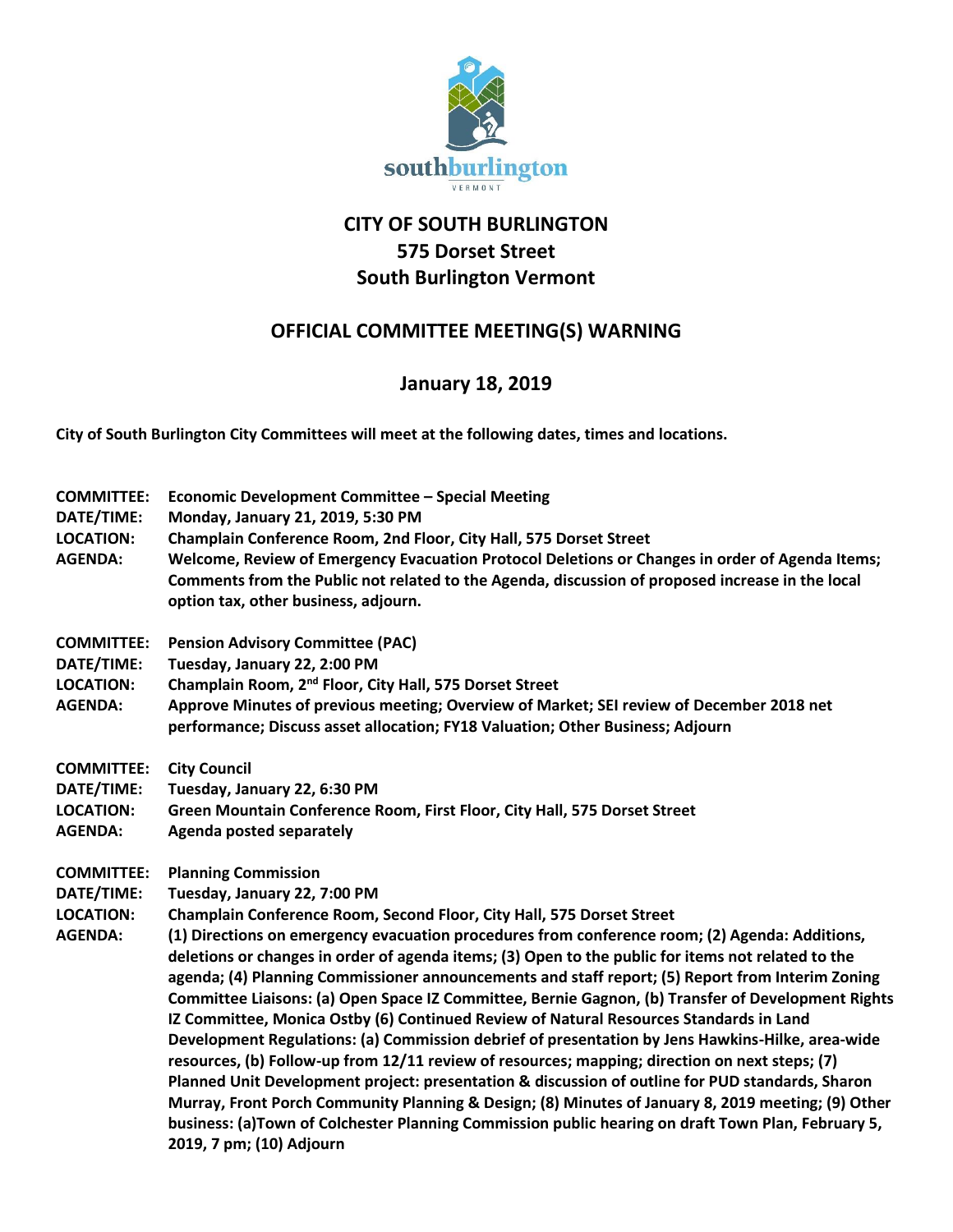# CITY OF SOUTH BURLINGTON
# 575 Dorset Street
# South Burlington Vermont

## OFFICIAL COMMITTEE MEETING(S) WARNING

## January 18, 2019

**City of South Burlington City Committees will meet at the following dates, times and locations.**

**COMMITTEE:** **Economic Development Committee – Special Meeting**
**DATE/TIME:** **Monday, January 21, 2019, 5:30 PM**
**LOCATION:** **Champlain Conference Room, 2nd Floor, City Hall, 575 Dorset Street**
**AGENDA:** **Welcome, Review of Emergency Evacuation Protocol Deletions or Changes in order of Agenda Items; Comments from the Public not related to the Agenda, discussion of proposed increase in the local option tax, other business, adjourn.**

**COMMITTEE:** **Pension Advisory Committee (PAC)**
**DATE/TIME:** **Tuesday, January 22, 2:00 PM**
**LOCATION:** **Champlain Room, 2nd Floor, City Hall, 575 Dorset Street**
**AGENDA:** **Approve Minutes of previous meeting; Overview of Market; SEI review of December 2018 net performance; Discuss asset allocation; FY18 Valuation; Other Business; Adjourn**

**COMMITTEE:** **City Council**
**DATE/TIME:** **Tuesday, January 22, 6:30 PM**
**LOCATION:** **Green Mountain Conference Room, First Floor, City Hall, 575 Dorset Street**
**AGENDA:** **Agenda posted separately**

**COMMITTEE:** **Planning Commission**
**DATE/TIME:** **Tuesday, January 22, 7:00 PM**
**LOCATION:** **Champlain Conference Room, Second Floor, City Hall, 575 Dorset Street**
**AGENDA:** **(1) Directions on emergency evacuation procedures from conference room; (2) Agenda: Additions, deletions or changes in order of agenda items; (3) Open to the public for items not related to the agenda; (4) Planning Commissioner announcements and staff report; (5) Report from Interim Zoning Committee Liaisons: (a) Open Space IZ Committee, Bernie Gagnon, (b) Transfer of Development Rights IZ Committee, Monica Ostby (6) Continued Review of Natural Resources Standards in Land Development Regulations: (a) Commission debrief of presentation by Jens Hawkins-Hilke, area-wide resources, (b) Follow-up from 12/11 review of resources; mapping; direction on next steps; (7) Planned Unit Development project: presentation & discussion of outline for PUD standards, Sharon Murray, Front Porch Community Planning & Design; (8) Minutes of January 8, 2019 meeting; (9) Other business: (a)Town of Colchester Planning Commission public hearing on draft Town Plan, February 5, 2019, 7 pm; (10) Adjourn**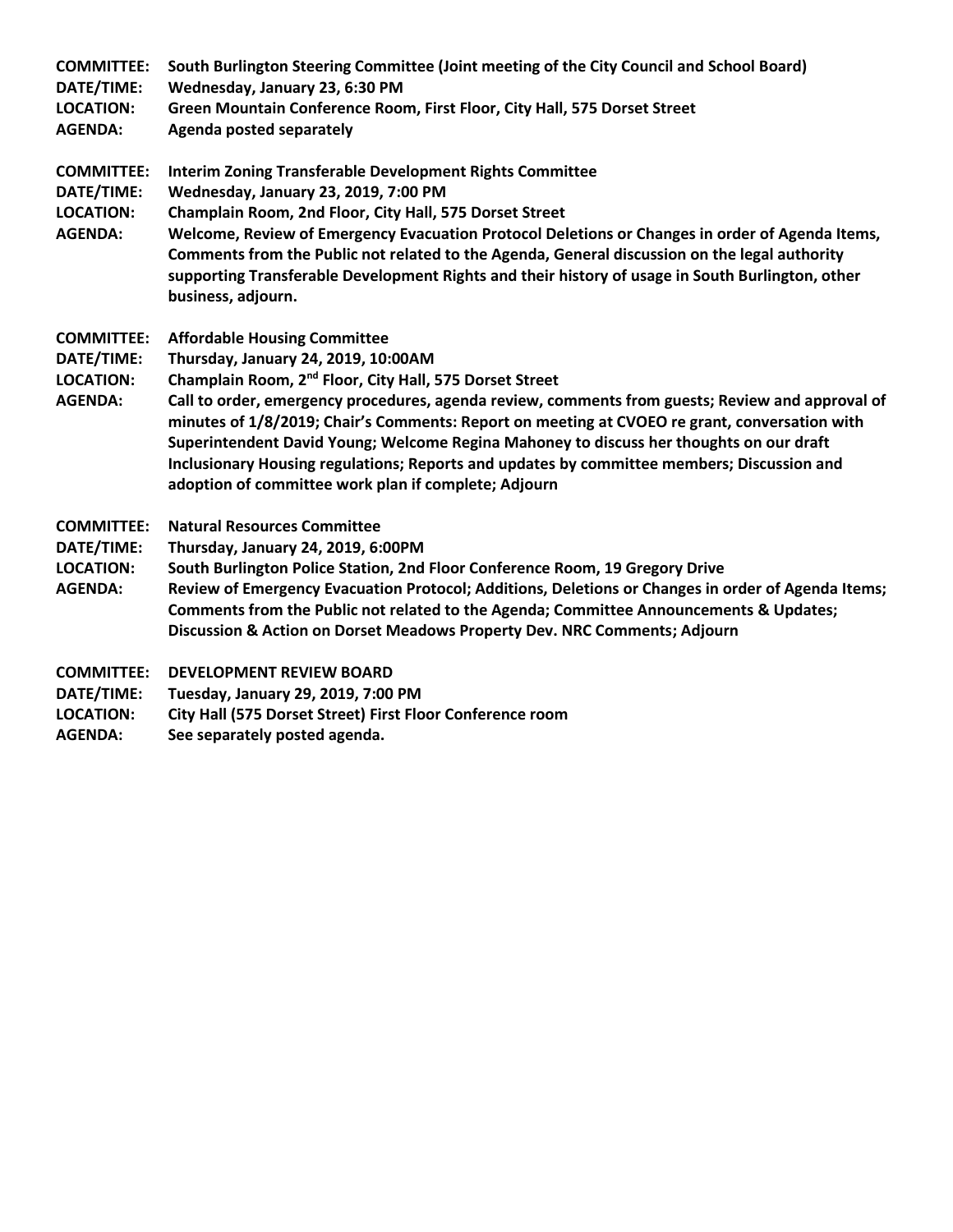**COMMITTEE:** South Burlington Steering Committee (Joint meeting of the City Council and School Board)
**DATE/TIME:** Wednesday, January 23, 6:30 PM
**LOCATION:** Green Mountain Conference Room, First Floor, City Hall, 575 Dorset Street
**AGENDA:** Agenda posted separately

**COMMITTEE:** Interim Zoning Transferable Development Rights Committee
**DATE/TIME:** Wednesday, January 23, 2019, 7:00 PM
**LOCATION:** Champlain Room, 2nd Floor, City Hall, 575 Dorset Street
**AGENDA:** Welcome, Review of Emergency Evacuation Protocol Deletions or Changes in order of Agenda Items, Comments from the Public not related to the Agenda, General discussion on the legal authority supporting Transferable Development Rights and their history of usage in South Burlington, other business, adjourn.

**COMMITTEE:** Affordable Housing Committee
**DATE/TIME:** Thursday, January 24, 2019, 10:00AM
**LOCATION:** Champlain Room, 2nd Floor, City Hall, 575 Dorset Street
**AGENDA:** Call to order, emergency procedures, agenda review, comments from guests; Review and approval of minutes of 1/8/2019; Chair's Comments: Report on meeting at CVOEO re grant, conversation with Superintendent David Young; Welcome Regina Mahoney to discuss her thoughts on our draft Inclusionary Housing regulations; Reports and updates by committee members; Discussion and adoption of committee work plan if complete; Adjourn

**COMMITTEE:** Natural Resources Committee
**DATE/TIME:** Thursday, January 24, 2019, 6:00PM
**LOCATION:** South Burlington Police Station, 2nd Floor Conference Room, 19 Gregory Drive
**AGENDA:** Review of Emergency Evacuation Protocol; Additions, Deletions or Changes in order of Agenda Items; Comments from the Public not related to the Agenda; Committee Announcements & Updates; Discussion & Action on Dorset Meadows Property Dev. NRC Comments; Adjourn

**COMMITTEE:** DEVELOPMENT REVIEW BOARD
**DATE/TIME:** Tuesday, January 29, 2019, 7:00 PM
**LOCATION:** City Hall (575 Dorset Street) First Floor Conference room
**AGENDA:** See separately posted agenda.